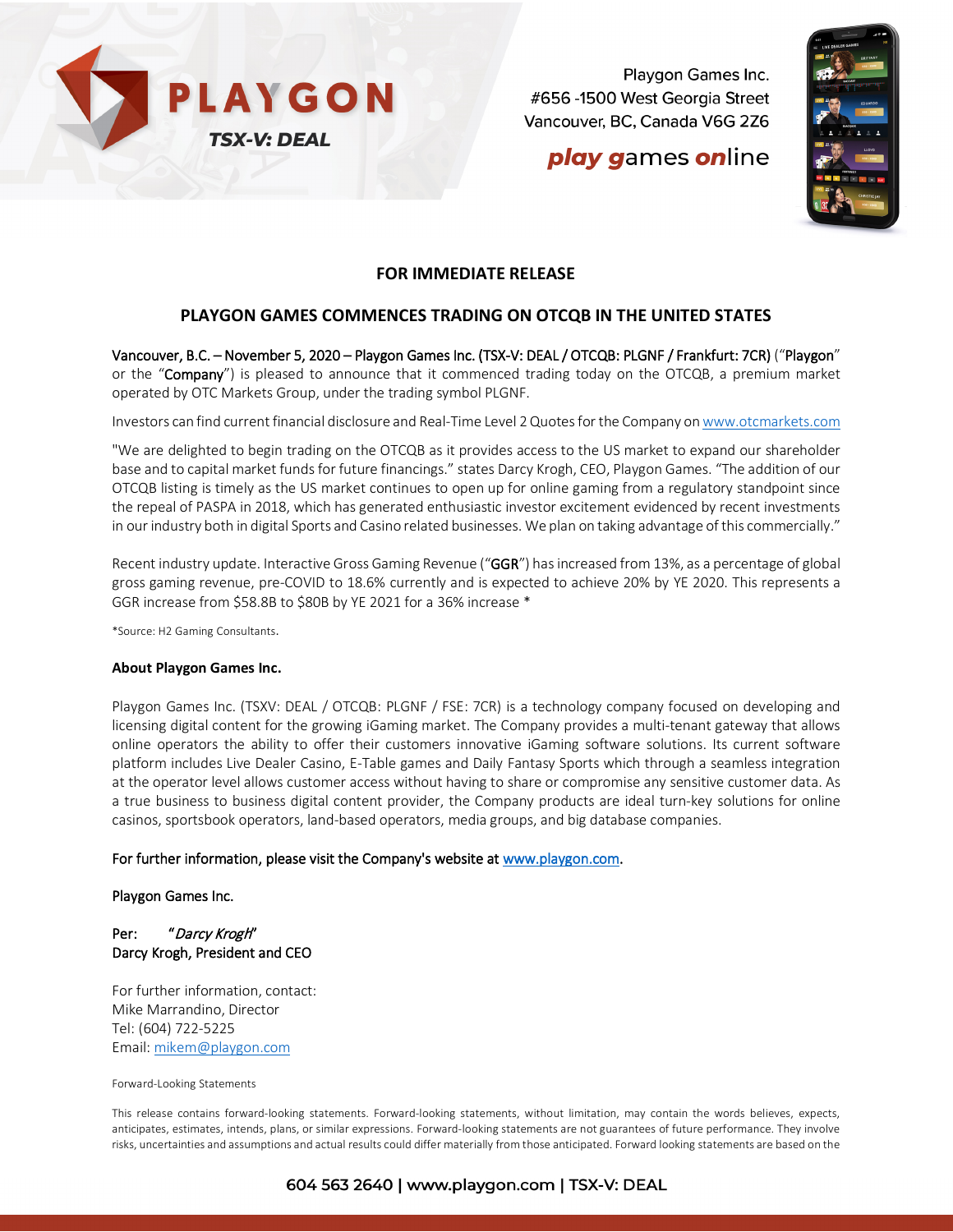PLAYGON

TSX-V: DEAL

Playgon Games Inc.
#656 -1500 West Georgia Street
Vancouver, BC, Canada V6G 2Z6

*play games online*

**FOR IMMEDIATE RELEASE**

## PLAYGON GAMES COMMENCES TRADING ON OTCQB IN THE UNITED STATES

Vancouver, B.C. – November 5, 2020 – Playgon Games Inc. (TSX-V: DEAL / OTCQB: PLGNF / Frankfurt: 7CR) ("Playgon" or the "Company") is pleased to announce that it commenced trading today on the OTCQB, a premium market operated by OTC Markets Group, under the trading symbol PLGNF.

Investors can find current financial disclosure and Real-Time Level 2 Quotes for the Company on www.otcmarkets.com

"We are delighted to begin trading on the OTCQB as it provides access to the US market to expand our shareholder base and to capital market funds for future financings." states Darcy Krogh, CEO, Playgon Games. "The addition of our OTCQB listing is timely as the US market continues to open up for online gaming from a regulatory standpoint since the repeal of PASPA in 2018, which has generated enthusiastic investor excitement evidenced by recent investments in our industry both in digital Sports and Casino related businesses. We plan on taking advantage of this commercially."

Recent industry update. Interactive Gross Gaming Revenue ("GGR") has increased from 13%, as a percentage of global gross gaming revenue, pre-COVID to 18.6% currently and is expected to achieve 20% by YE 2020. This represents a GGR increase from $58.8B to $80B by YE 2021 for a 36% increase *

*Source: H2 Gaming Consultants.

**About Playgon Games Inc.**

Playgon Games Inc. (TSXV: DEAL / OTCQB: PLGNF / FSE: 7CR) is a technology company focused on developing and licensing digital content for the growing iGaming market. The Company provides a multi-tenant gateway that allows online operators the ability to offer their customers innovative iGaming software solutions. Its current software platform includes Live Dealer Casino, E-Table games and Daily Fantasy Sports which through a seamless integration at the operator level allows customer access without having to share or compromise any sensitive customer data. As a true business to business digital content provider, the Company products are ideal turn-key solutions for online casinos, sportsbook operators, land-based operators, media groups, and big database companies.

For further information, please visit the Company's website at www.playgon.com.

Playgon Games Inc.

Per: *"Darcy Krogh"*
Darcy Krogh, President and CEO

For further information, contact:
Mike Marrandino, Director
Tel: (604) 722-5225
Email: mikem@playgon.com

Forward-Looking Statements

This release contains forward-looking statements. Forward-looking statements, without limitation, may contain the words believes, expects, anticipates, estimates, intends, plans, or similar expressions. Forward-looking statements are not guarantees of future performance. They involve risks, uncertainties and assumptions and actual results could differ materially from those anticipated. Forward looking statements are based on the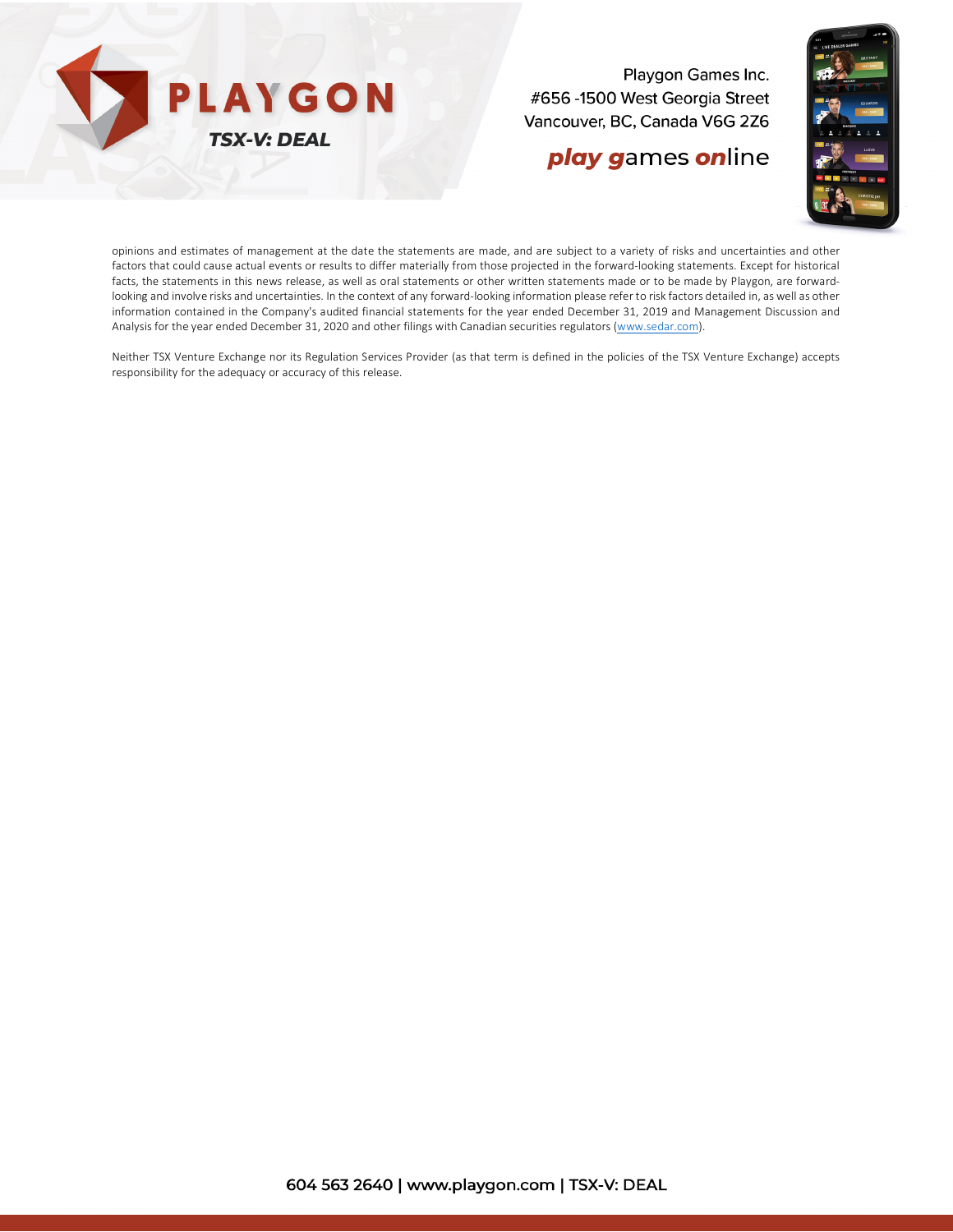opinions and estimates of management at the date the statements are made, and are subject to a variety of risks and uncertainties and other factors that could cause actual events or results to differ materially from those projected in the forward-looking statements. Except for historical facts, the statements in this news release, as well as oral statements or other written statements made or to be made by Playgon, are forward-looking and involve risks and uncertainties. In the context of any forward-looking information please refer to risk factors detailed in, as well as other information contained in the Company's audited financial statements for the year ended December 31, 2019 and Management Discussion and Analysis for the year ended December 31, 2020 and other filings with Canadian securities regulators (www.sedar.com).

Neither TSX Venture Exchange nor its Regulation Services Provider (as that term is defined in the policies of the TSX Venture Exchange) accepts responsibility for the adequacy or accuracy of this release.